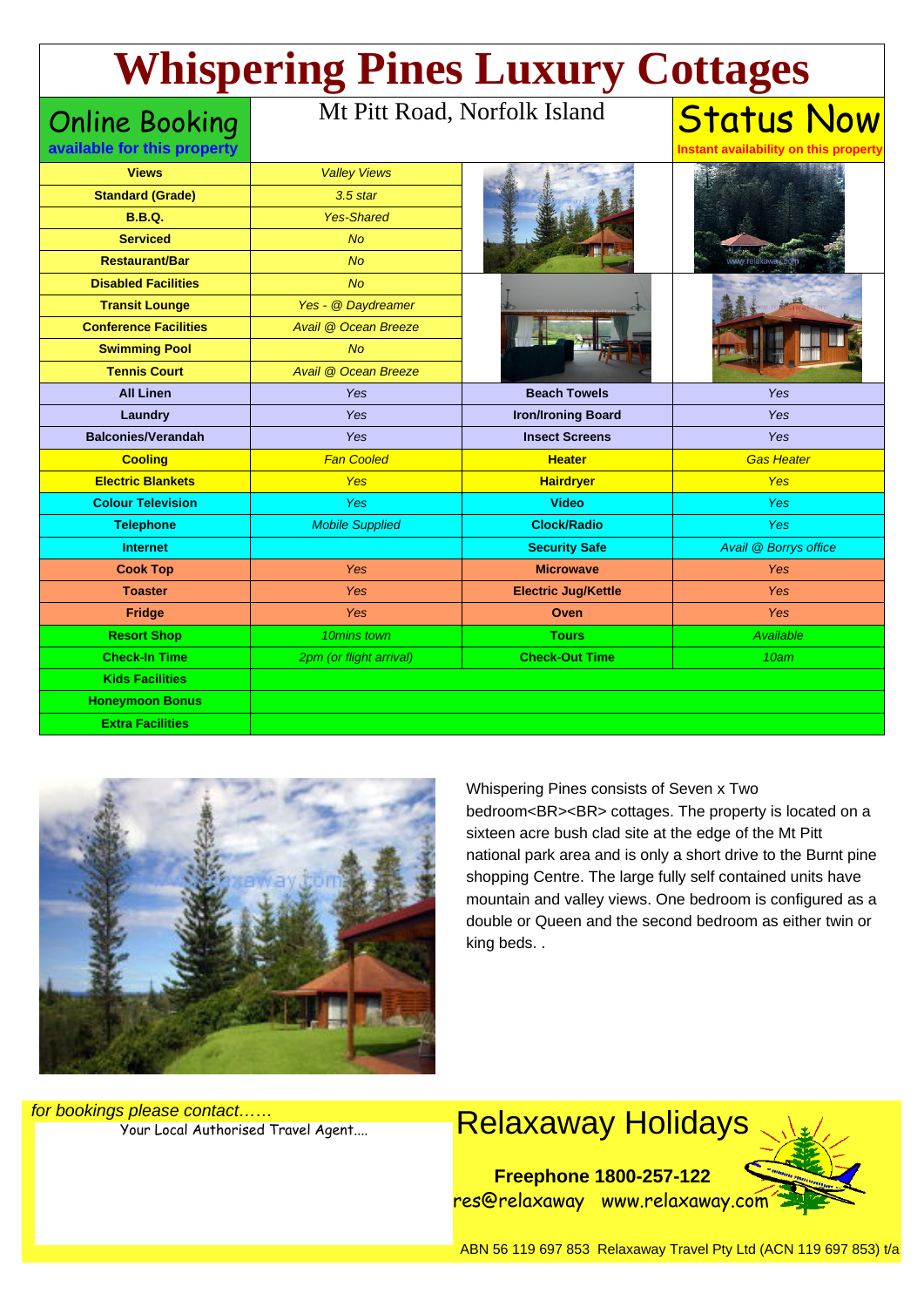# Whispering Pines Luxury Cottages

**Online Booking**
**available for this property**

Mt Pitt Road, Norfolk Island

**Status Now**
**Instant availability on this property**

| | |
|---|---|
| **Views** | *Valley Views* |
| **Standard (Grade)** | *3.5 star* |
| **B.B.Q.** | *Yes-Shared* |
| **Serviced** | *No* |
| **Restaurant/Bar** | *No* |
| **Disabled Facilities** | *No* |
| **Transit Lounge** | *Yes - @ Daydreamer* |
| **Conference Facilities** | *Avail @ Ocean Breeze* |
| **Swimming Pool** | *No* |
| **Tennis Court** | *Avail @ Ocean Breeze* |

| | | | |
|---|---|---|---|
| **All Linen** | *Yes* | **Beach Towels** | *Yes* |
| **Laundry** | *Yes* | **Iron/Ironing Board** | *Yes* |
| **Balconies/Verandah** | *Yes* | **Insect Screens** | *Yes* |
| **Cooling** | *Fan Cooled* | **Heater** | *Gas Heater* |
| **Electric Blankets** | *Yes* | **Hairdryer** | *Yes* |
| **Colour Television** | *Yes* | **Video** | *Yes* |
| **Telephone** | *Mobile Supplied* | **Clock/Radio** | *Yes* |
| **Internet** | | **Security Safe** | *Avail @ Borrys office* |
| **Cook Top** | *Yes* | **Microwave** | *Yes* |
| **Toaster** | *Yes* | **Electric Jug/Kettle** | *Yes* |
| **Fridge** | *Yes* | **Oven** | *Yes* |
| **Resort Shop** | *10mins town* | **Tours** | *Available* |
| **Check-In Time** | *2pm (or flight arrival)* | **Check-Out Time** | *10am* |
| **Kids Facilities** | | | |
| **Honeymoon Bonus** | | | |
| **Extra Facilities** | | | |

Whispering Pines consists of Seven x Two bedroom<BR><BR> cottages. The property is located on a sixteen acre bush clad site at the edge of the Mt Pitt national park area and is only a short drive to the Burnt pine shopping Centre. The large fully self contained units have mountain and valley views. One bedroom is configured as a double or Queen and the second bedroom as either twin or king beds. .

*for bookings please contact……*
Your Local Authorised Travel Agent....

## Relaxaway Holidays

**Freephone 1800-257-122**
res@relaxaway www.relaxaway.com

ABN 56 119 697 853 Relaxaway Travel Pty Ltd (ACN 119 697 853) t/a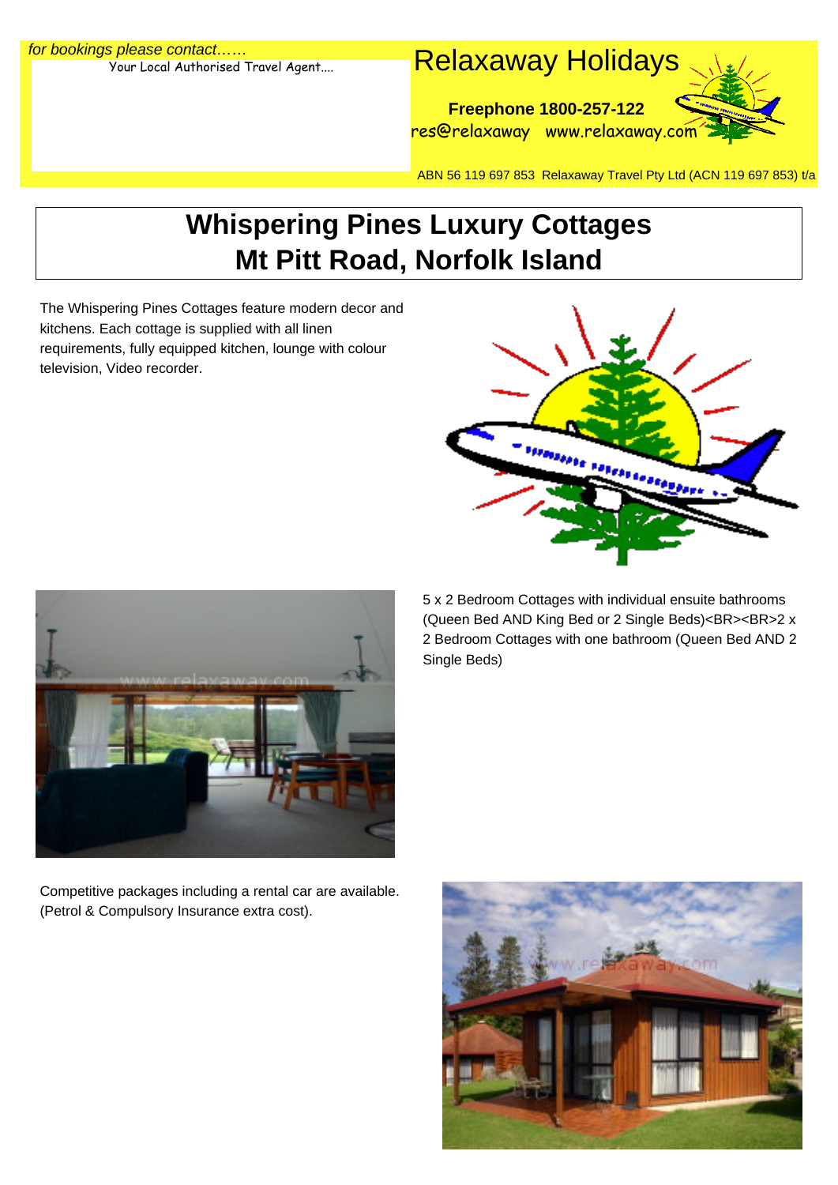*for bookings please contact……*

Your Local Authorised Travel Agent....

Relaxaway Holidays

**Freephone 1800-257-122**

res@relaxaway www.relaxaway.com

ABN 56 119 697 853 Relaxaway Travel Pty Ltd (ACN 119 697 853) t/a

# Whispering Pines Luxury Cottages
# Mt Pitt Road, Norfolk Island

The Whispering Pines Cottages feature modern decor and kitchens. Each cottage is supplied with all linen requirements, fully equipped kitchen, lounge with colour television, Video recorder.

5 x 2 Bedroom Cottages with individual ensuite bathrooms (Queen Bed AND King Bed or 2 Single Beds)<BR><BR>2 x 2 Bedroom Cottages with one bathroom (Queen Bed AND 2 Single Beds)

Competitive packages including a rental car are available. (Petrol & Compulsory Insurance extra cost).